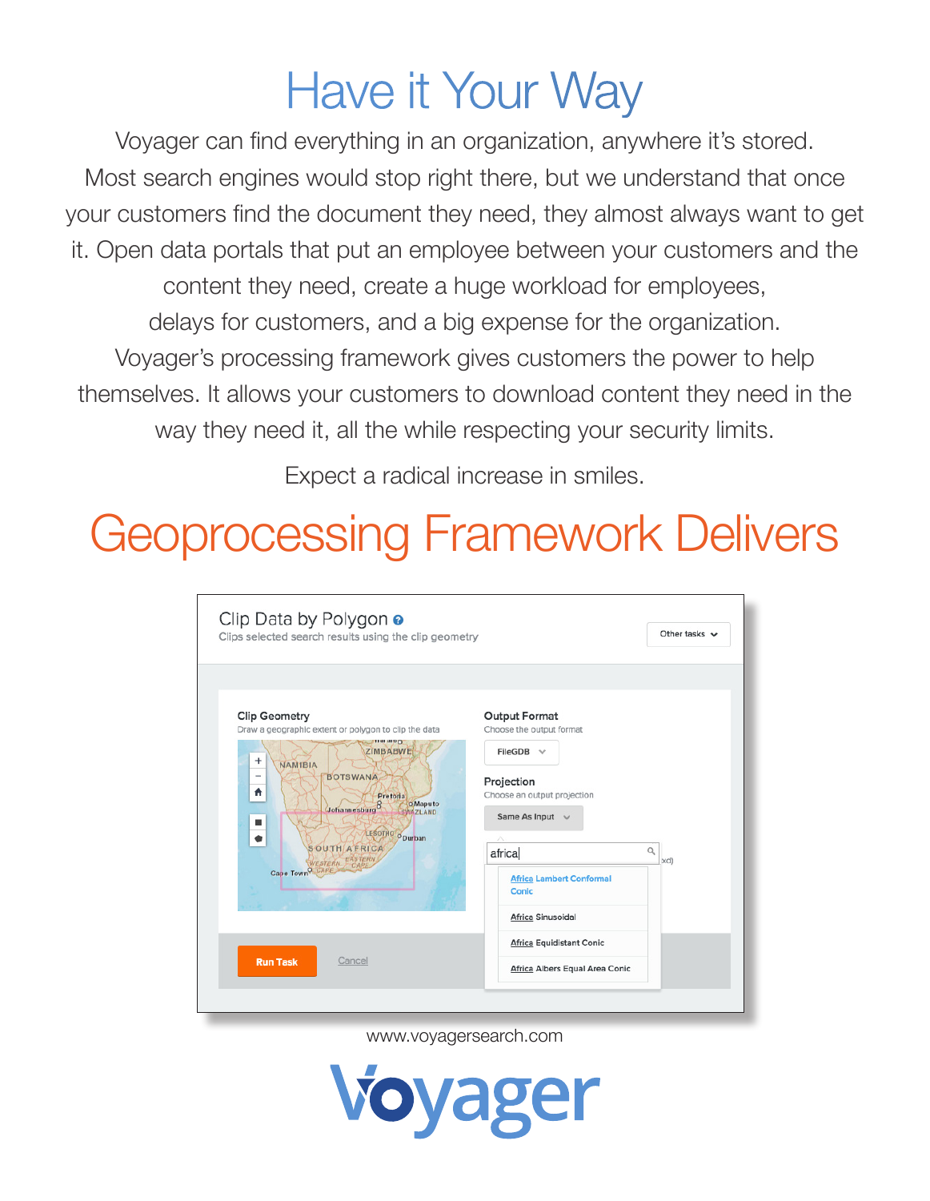# Have it Your Way

Voyager can find everything in an organization, anywhere it's stored. Most search engines would stop right there, but we understand that once your customers find the document they need, they almost always want to get it. Open data portals that put an employee between your customers and the content they need, create a huge workload for employees, delays for customers, and a big expense for the organization. Voyager's processing framework gives customers the power to help themselves. It allows your customers to download content they need in the way they need it, all the while respecting your security limits.

Expect a radical increase in smiles.

# Geoprocessing Framework Delivers

Clip Data by Polygon

Clips selected search results using the clip geometry

Other tasks

Clip Geometry

Draw a geographic extent or polygon to clip the data

Output Format

Choose the output format

FileGDB

Projection

Choose an output projection

Same As Input

africa

- Africa Lambert Conformal Conic
- Africa Sinusoidal
- Africa Equidistant Conic
- Africa Albers Equal Area Conic

Run Task

Cancel

www.voyagersearch.com

Voyager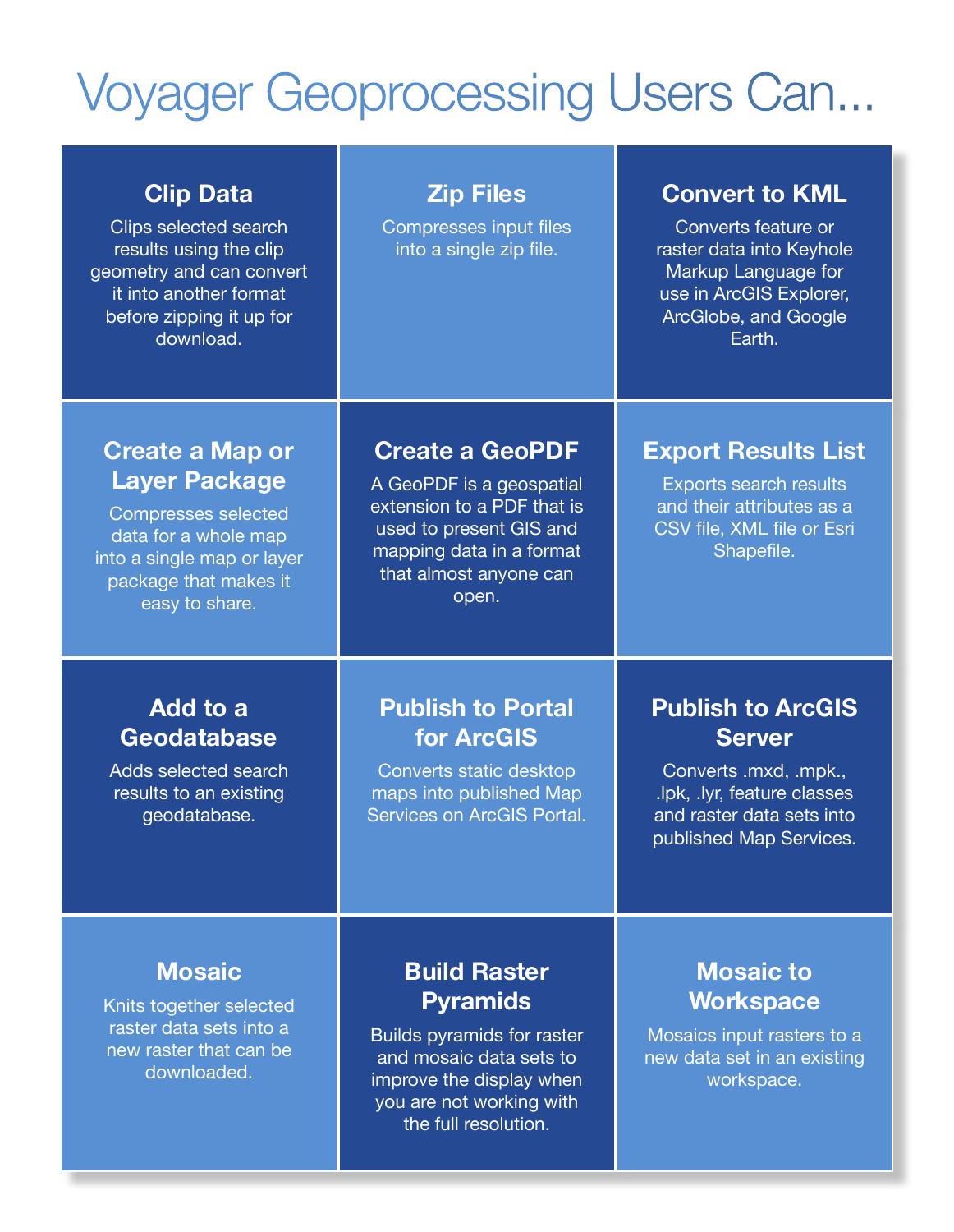# Voyager Geoprocessing Users Can...

## Clip Data

Clips selected search results using the clip geometry and can convert it into another format before zipping it up for download.

## Zip Files

Compresses input files into a single zip file.

## Convert to KML

Converts feature or raster data into Keyhole Markup Language for use in ArcGIS Explorer, ArcGlobe, and Google Earth.

## Create a Map or Layer Package

Compresses selected data for a whole map into a single map or layer package that makes it easy to share.

## Create a GeoPDF

A GeoPDF is a geospatial extension to a PDF that is used to present GIS and mapping data in a format that almost anyone can open.

## Export Results List

Exports search results and their attributes as a CSV file, XML file or Esri Shapefile.

## Add to a Geodatabase

Adds selected search results to an existing geodatabase.

## Publish to Portal for ArcGIS

Converts static desktop maps into published Map Services on ArcGIS Portal.

## Publish to ArcGIS Server

Converts .mxd, .mpk., .lpk, .lyr, feature classes and raster data sets into published Map Services.

## Mosaic

Knits together selected raster data sets into a new raster that can be downloaded.

## Build Raster Pyramids

Builds pyramids for raster and mosaic data sets to improve the display when you are not working with the full resolution.

## Mosaic to Workspace

Mosaics input rasters to a new data set in an existing workspace.